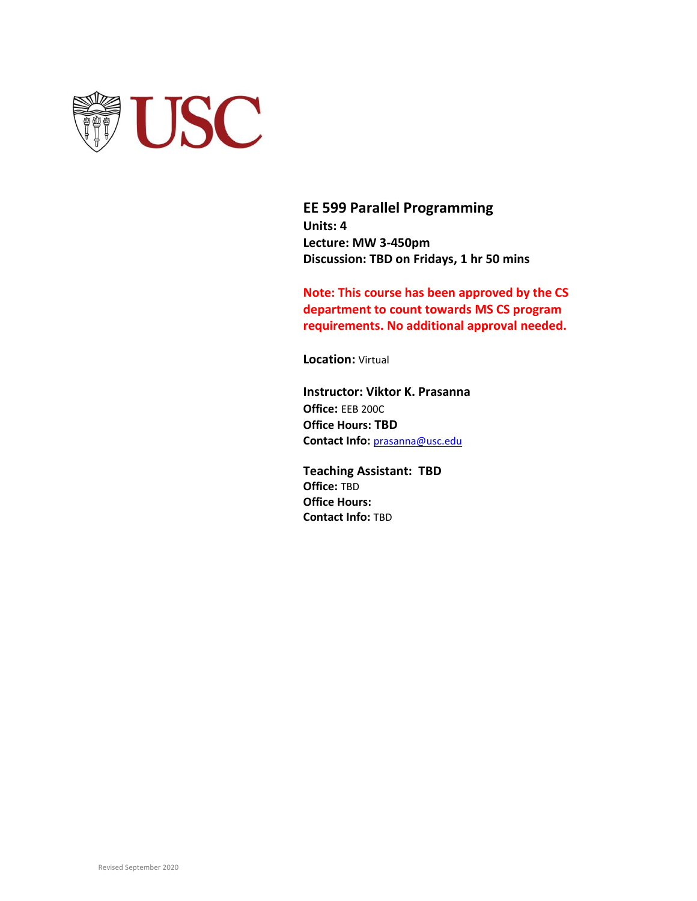# EE 599 Parallel Programming

**Units: 4**
**Lecture: MW 3-450pm**
**Discussion: TBD on Fridays, 1 hr 50 mins**

**Note: This course has been approved by the CS department to count towards MS CS program requirements. No additional approval needed.**

**Location:** Virtual

**Instructor: Viktor K. Prasanna**
**Office:** EEB 200C
**Office Hours: TBD**
**Contact Info:** prasanna@usc.edu

**Teaching Assistant: TBD**
**Office:** TBD
**Office Hours:**
**Contact Info:** TBD

Revised September 2020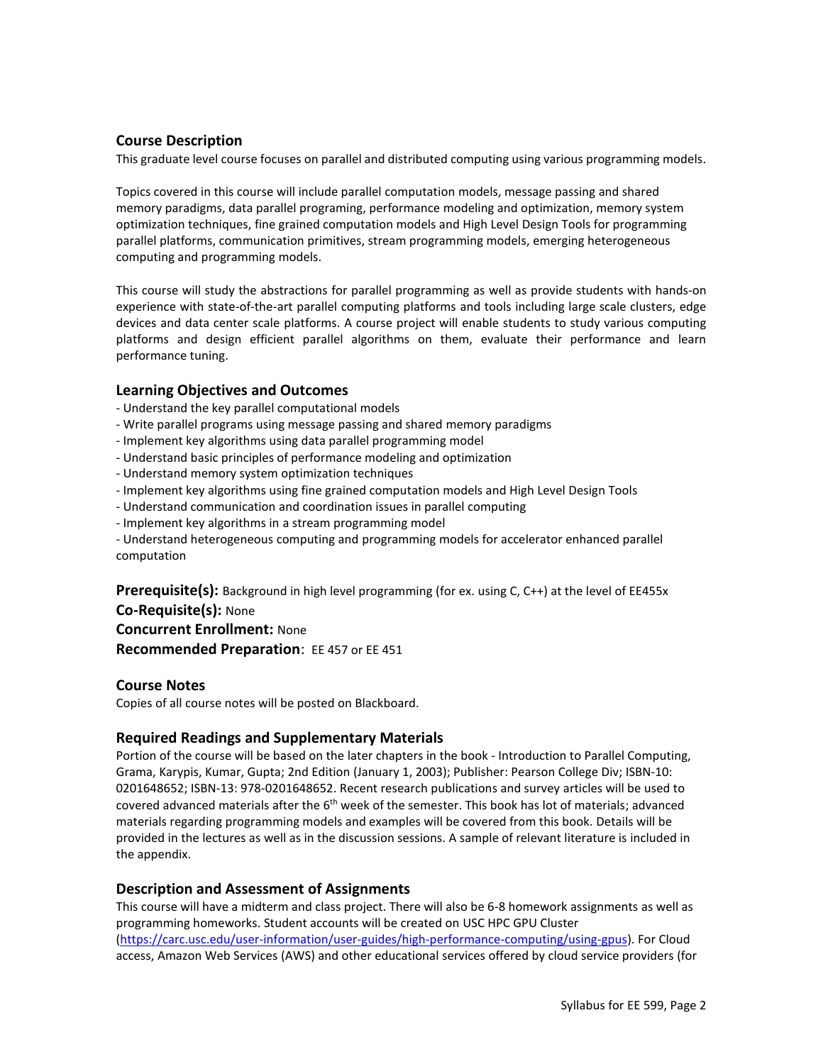## Course Description

This graduate level course focuses on parallel and distributed computing using various programming models.

Topics covered in this course will include parallel computation models, message passing and shared memory paradigms, data parallel programing, performance modeling and optimization, memory system optimization techniques, fine grained computation models and High Level Design Tools for programming parallel platforms, communication primitives, stream programming models, emerging heterogeneous computing and programming models.

This course will study the abstractions for parallel programming as well as provide students with hands-on experience with state-of-the-art parallel computing platforms and tools including large scale clusters, edge devices and data center scale platforms. A course project will enable students to study various computing platforms and design efficient parallel algorithms on them, evaluate their performance and learn performance tuning.

## Learning Objectives and Outcomes

- Understand the key parallel computational models
- Write parallel programs using message passing and shared memory paradigms
- Implement key algorithms using data parallel programming model
- Understand basic principles of performance modeling and optimization
- Understand memory system optimization techniques
- Implement key algorithms using fine grained computation models and High Level Design Tools
- Understand communication and coordination issues in parallel computing
- Implement key algorithms in a stream programming model
- Understand heterogeneous computing and programming models for accelerator enhanced parallel computation

**Prerequisite(s):** Background in high level programming (for ex. using C, C++) at the level of EE455x
**Co-Requisite(s):** None
**Concurrent Enrollment:** None
**Recommended Preparation**: EE 457 or EE 451

## Course Notes

Copies of all course notes will be posted on Blackboard.

## Required Readings and Supplementary Materials

Portion of the course will be based on the later chapters in the book - Introduction to Parallel Computing, Grama, Karypis, Kumar, Gupta; 2nd Edition (January 1, 2003); Publisher: Pearson College Div; ISBN-10: 0201648652; ISBN-13: 978-0201648652. Recent research publications and survey articles will be used to covered advanced materials after the 6th week of the semester. This book has lot of materials; advanced materials regarding programming models and examples will be covered from this book. Details will be provided in the lectures as well as in the discussion sessions. A sample of relevant literature is included in the appendix.

## Description and Assessment of Assignments

This course will have a midterm and class project. There will also be 6-8 homework assignments as well as programming homeworks. Student accounts will be created on USC HPC GPU Cluster (https://carc.usc.edu/user-information/user-guides/high-performance-computing/using-gpus). For Cloud access, Amazon Web Services (AWS) and other educational services offered by cloud service providers (for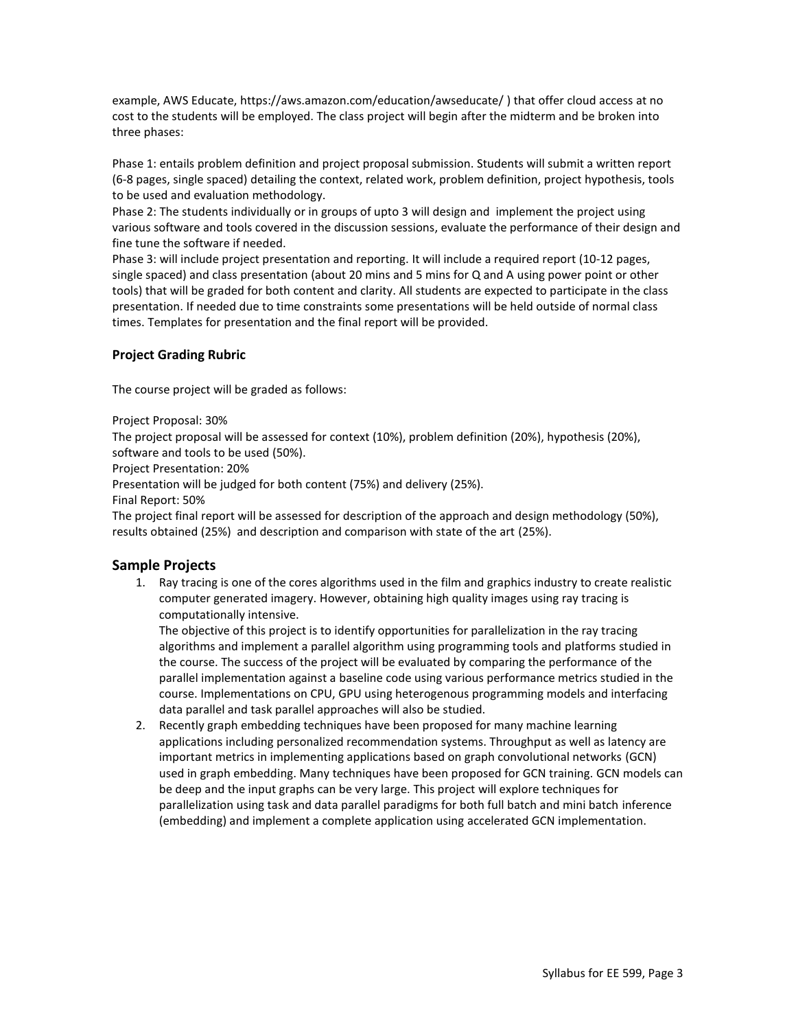example, AWS Educate, https://aws.amazon.com/education/awseducate/ ) that offer cloud access at no cost to the students will be employed. The class project will begin after the midterm and be broken into three phases:

Phase 1: entails problem definition and project proposal submission. Students will submit a written report (6-8 pages, single spaced) detailing the context, related work, problem definition, project hypothesis, tools to be used and evaluation methodology.
Phase 2: The students individually or in groups of upto 3 will design and implement the project using various software and tools covered in the discussion sessions, evaluate the performance of their design and fine tune the software if needed.
Phase 3: will include project presentation and reporting. It will include a required report (10-12 pages, single spaced) and class presentation (about 20 mins and 5 mins for Q and A using power point or other tools) that will be graded for both content and clarity. All students are expected to participate in the class presentation. If needed due to time constraints some presentations will be held outside of normal class times. Templates for presentation and the final report will be provided.

### Project Grading Rubric

The course project will be graded as follows:

Project Proposal: 30%
The project proposal will be assessed for context (10%), problem definition (20%), hypothesis (20%), software and tools to be used (50%).
Project Presentation: 20%
Presentation will be judged for both content (75%) and delivery (25%).
Final Report: 50%
The project final report will be assessed for description of the approach and design methodology (50%), results obtained (25%) and description and comparison with state of the art (25%).

## Sample Projects

1. Ray tracing is one of the cores algorithms used in the film and graphics industry to create realistic computer generated imagery. However, obtaining high quality images using ray tracing is computationally intensive.
   The objective of this project is to identify opportunities for parallelization in the ray tracing algorithms and implement a parallel algorithm using programming tools and platforms studied in the course. The success of the project will be evaluated by comparing the performance of the parallel implementation against a baseline code using various performance metrics studied in the course. Implementations on CPU, GPU using heterogenous programming models and interfacing data parallel and task parallel approaches will also be studied.
2. Recently graph embedding techniques have been proposed for many machine learning applications including personalized recommendation systems. Throughput as well as latency are important metrics in implementing applications based on graph convolutional networks (GCN) used in graph embedding. Many techniques have been proposed for GCN training. GCN models can be deep and the input graphs can be very large. This project will explore techniques for parallelization using task and data parallel paradigms for both full batch and mini batch inference (embedding) and implement a complete application using accelerated GCN implementation.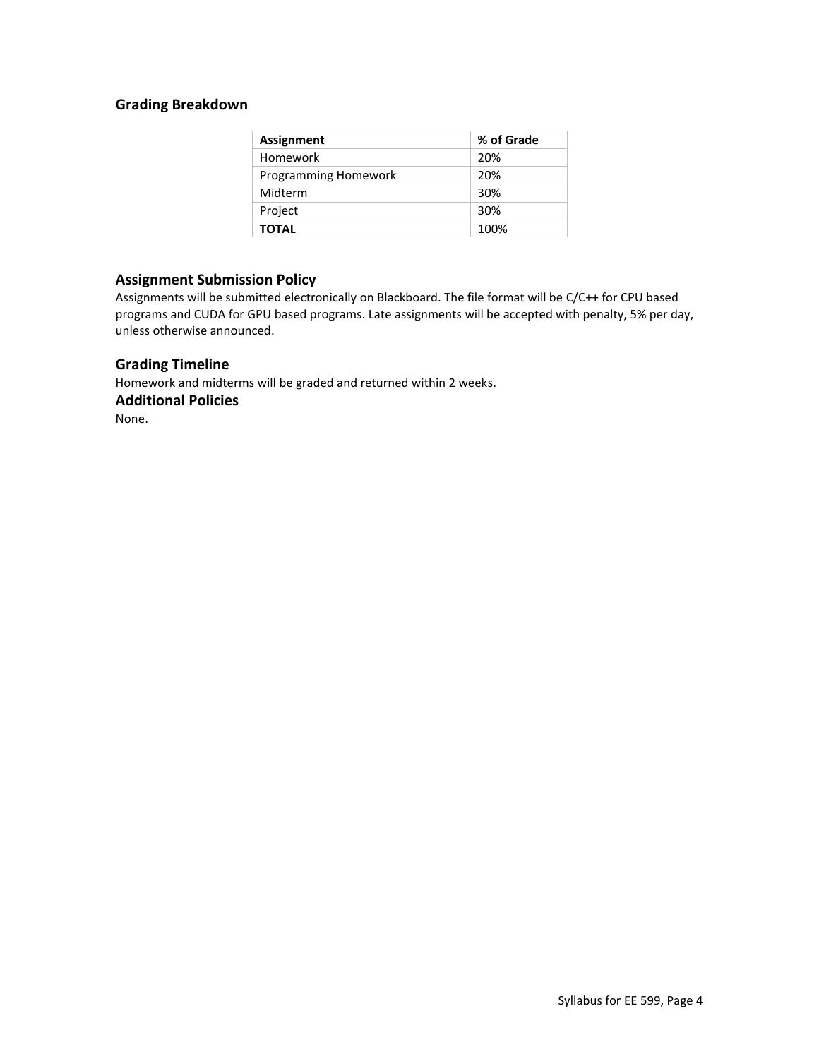## Grading Breakdown

| **Assignment** | **% of Grade** |
| --- | --- |
| Homework | 20% |
| Programming Homework | 20% |
| Midterm | 30% |
| Project | 30% |
| **TOTAL** | 100% |

## Assignment Submission Policy

Assignments will be submitted electronically on Blackboard. The file format will be C/C++ for CPU based programs and CUDA for GPU based programs. Late assignments will be accepted with penalty, 5% per day, unless otherwise announced.

## Grading Timeline

Homework and midterms will be graded and returned within 2 weeks.

## Additional Policies

None.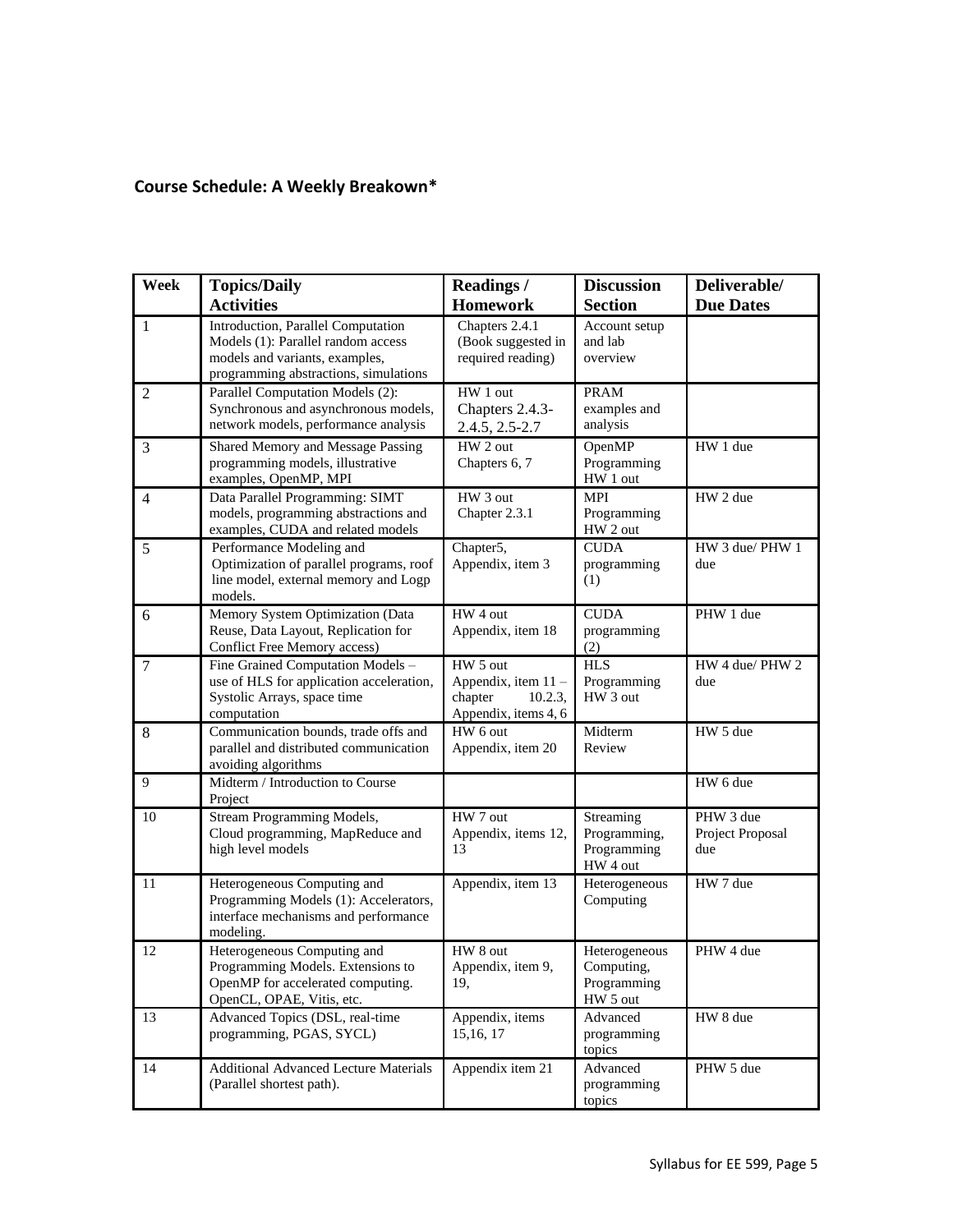## Course Schedule: A Weekly Breakown*

| Week | Topics/Daily Activities | Readings / Homework | Discussion Section | Deliverable/ Due Dates |
|---|---|---|---|---|
| 1 | Introduction, Parallel Computation Models (1): Parallel random access models and variants, examples, programming abstractions, simulations | Chapters 2.4.1 (Book suggested in required reading) | Account setup and lab overview | |
| 2 | Parallel Computation Models (2): Synchronous and asynchronous models, network models, performance analysis | HW 1 out Chapters 2.4.3-2.4.5, 2.5-2.7 | PRAM examples and analysis | |
| 3 | Shared Memory and Message Passing programming models, illustrative examples, OpenMP, MPI | HW 2 out Chapters 6, 7 | OpenMP Programming HW 1 out | HW 1 due |
| 4 | Data Parallel Programming: SIMT models, programming abstractions and examples, CUDA and related models | HW 3 out Chapter 2.3.1 | MPI Programming HW 2 out | HW 2 due |
| 5 | Performance Modeling and Optimization of parallel programs, roof line model, external memory and Logp models. | Chapter5, Appendix, item 3 | CUDA programming (1) | HW 3 due/ PHW 1 due |
| 6 | Memory System Optimization (Data Reuse, Data Layout, Replication for Conflict Free Memory access) | HW 4 out Appendix, item 18 | CUDA programming (2) | PHW 1 due |
| 7 | Fine Grained Computation Models – use of HLS for application acceleration, Systolic Arrays, space time computation | HW 5 out Appendix, item 11 – chapter 10.2.3, Appendix, items 4, 6 | HLS Programming HW 3 out | HW 4 due/ PHW 2 due |
| 8 | Communication bounds, trade offs and parallel and distributed communication avoiding algorithms | HW 6 out Appendix, item 20 | Midterm Review | HW 5 due |
| 9 | Midterm / Introduction to Course Project | | | HW 6 due |
| 10 | Stream Programming Models, Cloud programming, MapReduce and high level models | HW 7 out Appendix, items 12, 13 | Streaming Programming, Programming HW 4 out | PHW 3 due Project Proposal due |
| 11 | Heterogeneous Computing and Programming Models (1): Accelerators, interface mechanisms and performance modeling. | Appendix, item 13 | Heterogeneous Computing | HW 7 due |
| 12 | Heterogeneous Computing and Programming Models. Extensions to OpenMP for accelerated computing. OpenCL, OPAE, Vitis, etc. | HW 8 out Appendix, item 9, 19, | Heterogeneous Computing, Programming HW 5 out | PHW 4 due |
| 13 | Advanced Topics (DSL, real-time programming, PGAS, SYCL) | Appendix, items 15,16, 17 | Advanced programming topics | HW 8 due |
| 14 | Additional Advanced Lecture Materials (Parallel shortest path). | Appendix item 21 | Advanced programming topics | PHW 5 due |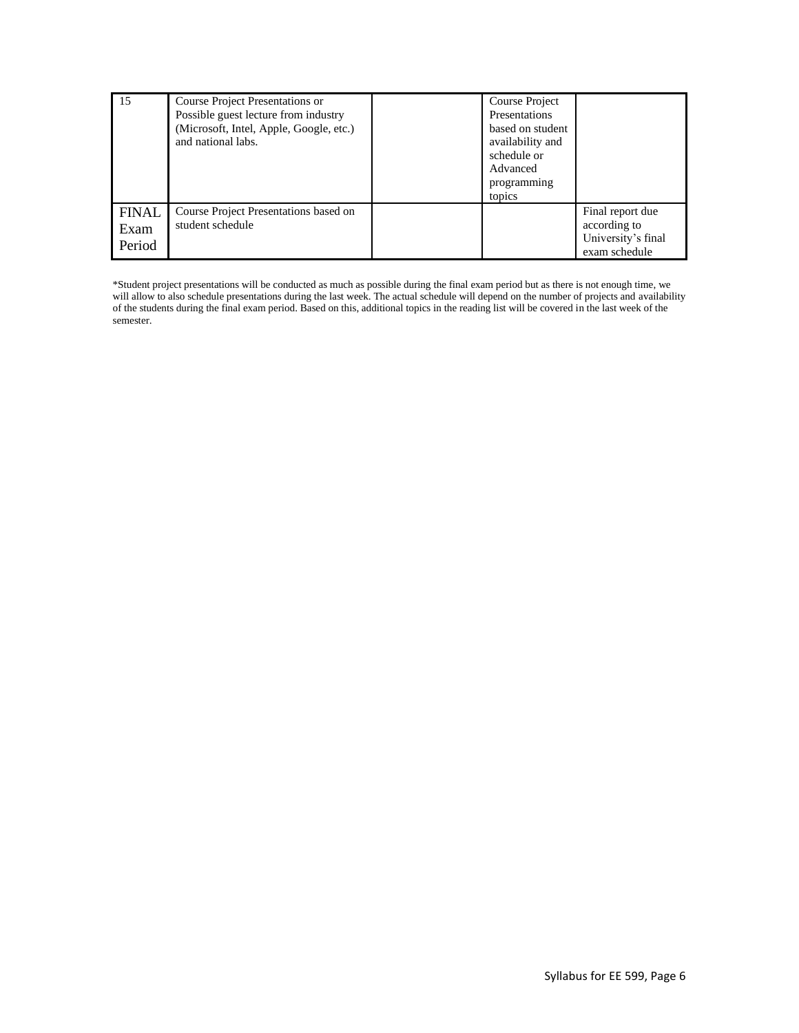| | | | | |
|---|---|---|---|---|
| 15 | Course Project Presentations or Possible guest lecture from industry (Microsoft, Intel, Apple, Google, etc.) and national labs. | | Course Project Presentations based on student availability and schedule or Advanced programming topics | |
| FINAL Exam Period | Course Project Presentations based on student schedule | | | Final report due according to University's final exam schedule |

*Student project presentations will be conducted as much as possible during the final exam period but as there is not enough time, we will allow to also schedule presentations during the last week. The actual schedule will depend on the number of projects and availability of the students during the final exam period. Based on this, additional topics in the reading list will be covered in the last week of the semester.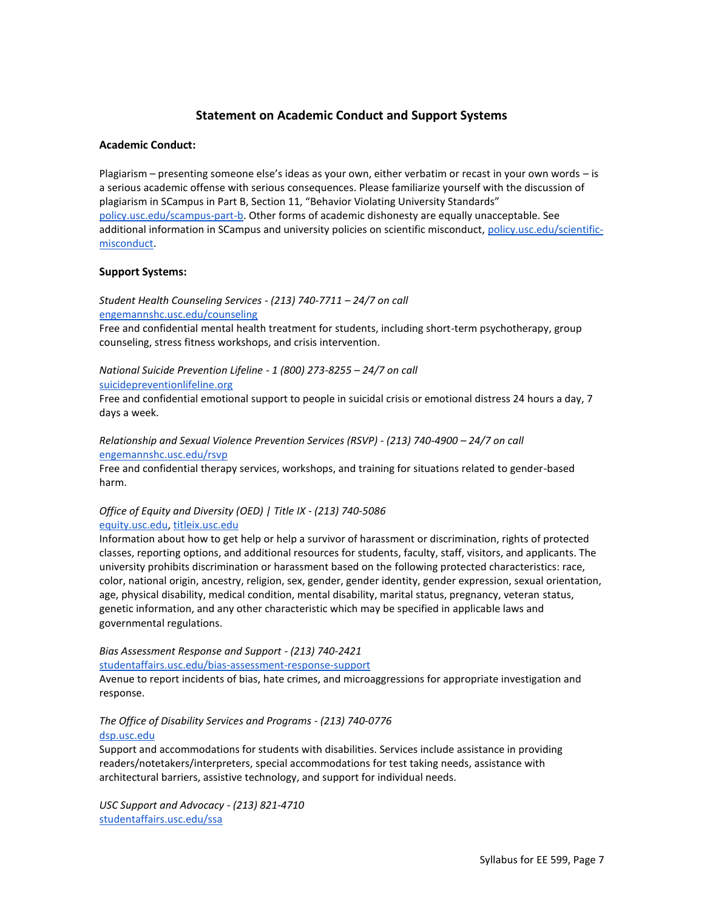## Statement on Academic Conduct and Support Systems

### Academic Conduct:

Plagiarism – presenting someone else's ideas as your own, either verbatim or recast in your own words – is a serious academic offense with serious consequences. Please familiarize yourself with the discussion of plagiarism in SCampus in Part B, Section 11, "Behavior Violating University Standards" policy.usc.edu/scampus-part-b. Other forms of academic dishonesty are equally unacceptable. See additional information in SCampus and university policies on scientific misconduct, policy.usc.edu/scientific-misconduct.

### Support Systems:

*Student Health Counseling Services - (213) 740-7711 – 24/7 on call*
engemannshc.usc.edu/counseling
Free and confidential mental health treatment for students, including short-term psychotherapy, group counseling, stress fitness workshops, and crisis intervention.

*National Suicide Prevention Lifeline - 1 (800) 273-8255 – 24/7 on call*
suicidepreventionlifeline.org
Free and confidential emotional support to people in suicidal crisis or emotional distress 24 hours a day, 7 days a week.

*Relationship and Sexual Violence Prevention Services (RSVP) - (213) 740-4900 – 24/7 on call*
engemannshc.usc.edu/rsvp
Free and confidential therapy services, workshops, and training for situations related to gender-based harm.

*Office of Equity and Diversity (OED) | Title IX - (213) 740-5086*
equity.usc.edu, titleix.usc.edu
Information about how to get help or help a survivor of harassment or discrimination, rights of protected classes, reporting options, and additional resources for students, faculty, staff, visitors, and applicants. The university prohibits discrimination or harassment based on the following protected characteristics: race, color, national origin, ancestry, religion, sex, gender, gender identity, gender expression, sexual orientation, age, physical disability, medical condition, mental disability, marital status, pregnancy, veteran status, genetic information, and any other characteristic which may be specified in applicable laws and governmental regulations.

*Bias Assessment Response and Support - (213) 740-2421*
studentaffairs.usc.edu/bias-assessment-response-support
Avenue to report incidents of bias, hate crimes, and microaggressions for appropriate investigation and response.

*The Office of Disability Services and Programs - (213) 740-0776*
dsp.usc.edu
Support and accommodations for students with disabilities. Services include assistance in providing readers/notetakers/interpreters, special accommodations for test taking needs, assistance with architectural barriers, assistive technology, and support for individual needs.

*USC Support and Advocacy - (213) 821-4710*
studentaffairs.usc.edu/ssa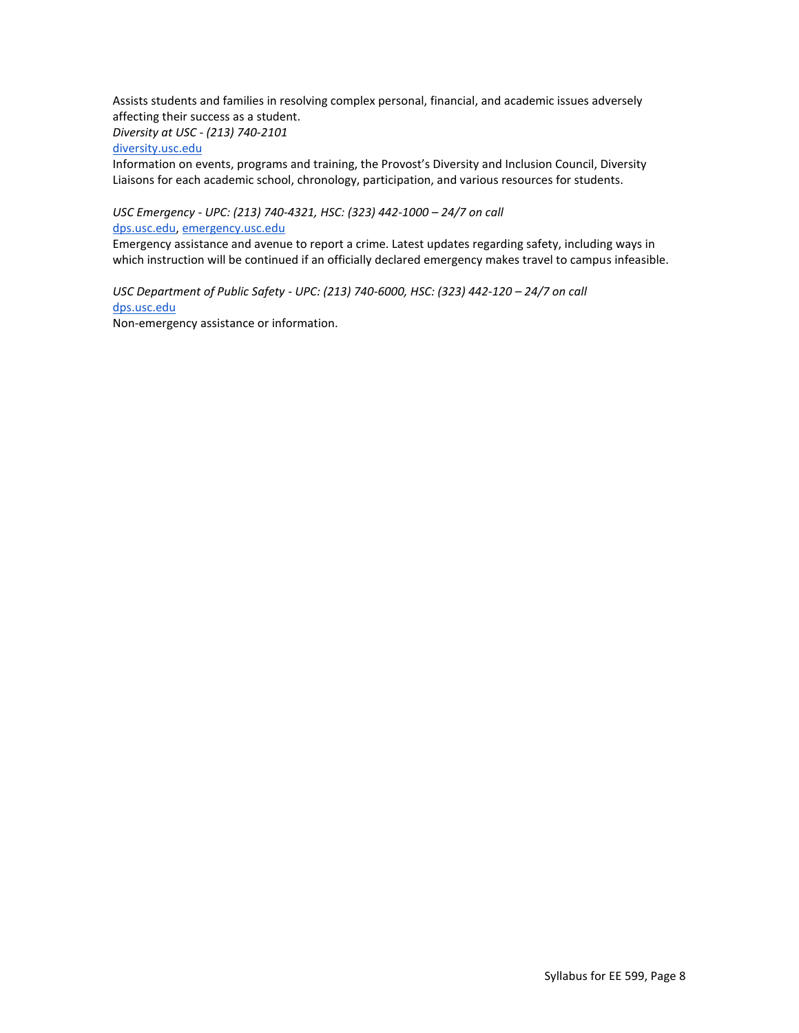Assists students and families in resolving complex personal, financial, and academic issues adversely affecting their success as a student.

*Diversity at USC - (213) 740-2101*
[diversity.usc.edu](http://diversity.usc.edu)
Information on events, programs and training, the Provost's Diversity and Inclusion Council, Diversity Liaisons for each academic school, chronology, participation, and various resources for students.

*USC Emergency - UPC: (213) 740-4321, HSC: (323) 442-1000 – 24/7 on call*
[dps.usc.edu](http://dps.usc.edu), [emergency.usc.edu](http://emergency.usc.edu)
Emergency assistance and avenue to report a crime. Latest updates regarding safety, including ways in which instruction will be continued if an officially declared emergency makes travel to campus infeasible.

*USC Department of Public Safety - UPC: (213) 740-6000, HSC: (323) 442-120 – 24/7 on call*
[dps.usc.edu](http://dps.usc.edu)
Non-emergency assistance or information.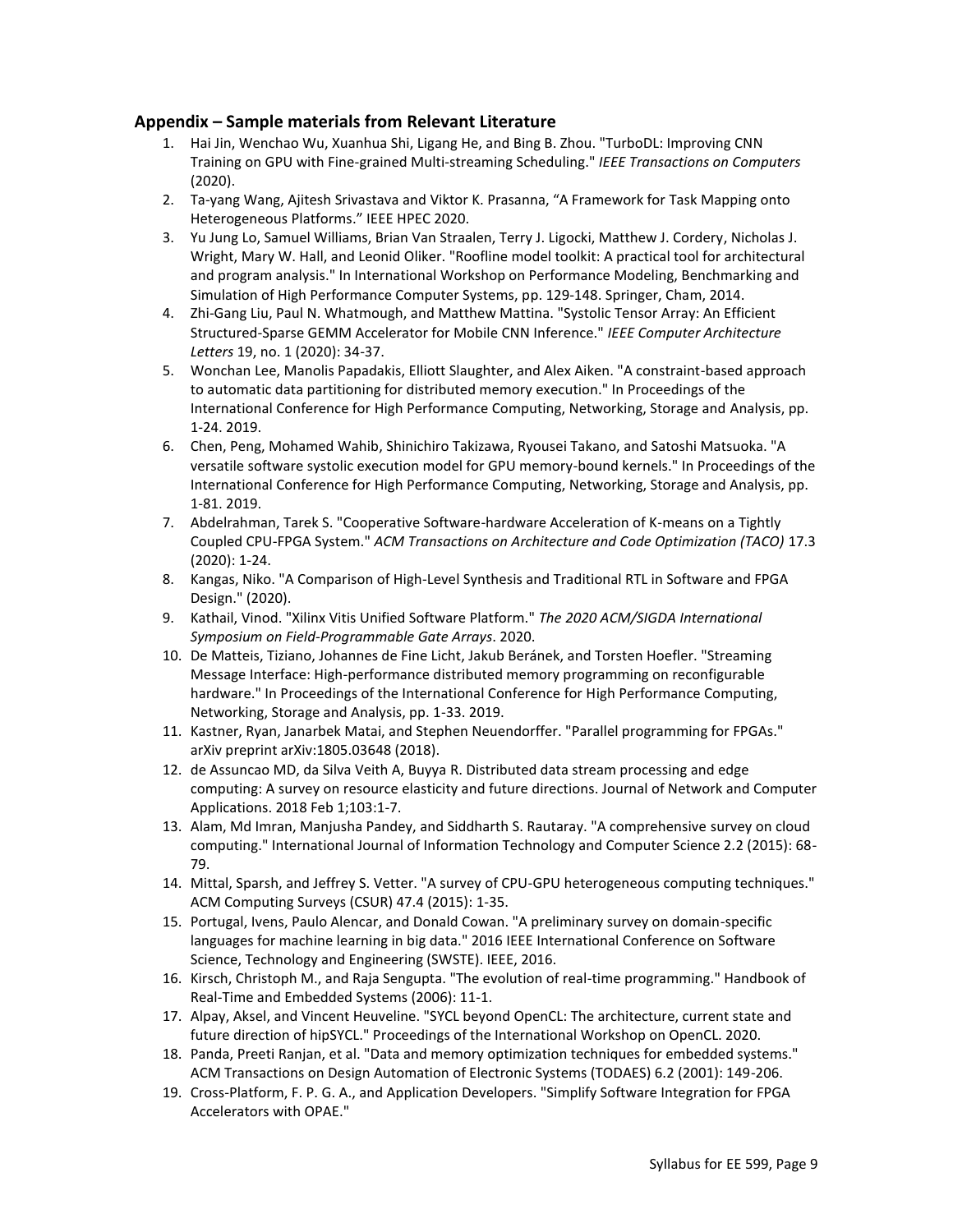### Appendix – Sample materials from Relevant Literature

1. Hai Jin, Wenchao Wu, Xuanhua Shi, Ligang He, and Bing B. Zhou. "TurboDL: Improving CNN Training on GPU with Fine-grained Multi-streaming Scheduling." *IEEE Transactions on Computers* (2020).
2. Ta-yang Wang, Ajitesh Srivastava and Viktor K. Prasanna, "A Framework for Task Mapping onto Heterogeneous Platforms." IEEE HPEC 2020.
3. Yu Jung Lo, Samuel Williams, Brian Van Straalen, Terry J. Ligocki, Matthew J. Cordery, Nicholas J. Wright, Mary W. Hall, and Leonid Oliker. "Roofline model toolkit: A practical tool for architectural and program analysis." In International Workshop on Performance Modeling, Benchmarking and Simulation of High Performance Computer Systems, pp. 129-148. Springer, Cham, 2014.
4. Zhi-Gang Liu, Paul N. Whatmough, and Matthew Mattina. "Systolic Tensor Array: An Efficient Structured-Sparse GEMM Accelerator for Mobile CNN Inference." *IEEE Computer Architecture Letters* 19, no. 1 (2020): 34-37.
5. Wonchan Lee, Manolis Papadakis, Elliott Slaughter, and Alex Aiken. "A constraint-based approach to automatic data partitioning for distributed memory execution." In Proceedings of the International Conference for High Performance Computing, Networking, Storage and Analysis, pp. 1-24. 2019.
6. Chen, Peng, Mohamed Wahib, Shinichiro Takizawa, Ryousei Takano, and Satoshi Matsuoka. "A versatile software systolic execution model for GPU memory-bound kernels." In Proceedings of the International Conference for High Performance Computing, Networking, Storage and Analysis, pp. 1-81. 2019.
7. Abdelrahman, Tarek S. "Cooperative Software-hardware Acceleration of K-means on a Tightly Coupled CPU-FPGA System." *ACM Transactions on Architecture and Code Optimization (TACO)* 17.3 (2020): 1-24.
8. Kangas, Niko. "A Comparison of High-Level Synthesis and Traditional RTL in Software and FPGA Design." (2020).
9. Kathail, Vinod. "Xilinx Vitis Unified Software Platform." *The 2020 ACM/SIGDA International Symposium on Field-Programmable Gate Arrays*. 2020.
10. De Matteis, Tiziano, Johannes de Fine Licht, Jakub Beránek, and Torsten Hoefler. "Streaming Message Interface: High-performance distributed memory programming on reconfigurable hardware." In Proceedings of the International Conference for High Performance Computing, Networking, Storage and Analysis, pp. 1-33. 2019.
11. Kastner, Ryan, Janarbek Matai, and Stephen Neuendorffer. "Parallel programming for FPGAs." arXiv preprint arXiv:1805.03648 (2018).
12. de Assuncao MD, da Silva Veith A, Buyya R. Distributed data stream processing and edge computing: A survey on resource elasticity and future directions. Journal of Network and Computer Applications. 2018 Feb 1;103:1-7.
13. Alam, Md Imran, Manjusha Pandey, and Siddharth S. Rautaray. "A comprehensive survey on cloud computing." International Journal of Information Technology and Computer Science 2.2 (2015): 68-79.
14. Mittal, Sparsh, and Jeffrey S. Vetter. "A survey of CPU-GPU heterogeneous computing techniques." ACM Computing Surveys (CSUR) 47.4 (2015): 1-35.
15. Portugal, Ivens, Paulo Alencar, and Donald Cowan. "A preliminary survey on domain-specific languages for machine learning in big data." 2016 IEEE International Conference on Software Science, Technology and Engineering (SWSTE). IEEE, 2016.
16. Kirsch, Christoph M., and Raja Sengupta. "The evolution of real-time programming." Handbook of Real-Time and Embedded Systems (2006): 11-1.
17. Alpay, Aksel, and Vincent Heuveline. "SYCL beyond OpenCL: The architecture, current state and future direction of hipSYCL." Proceedings of the International Workshop on OpenCL. 2020.
18. Panda, Preeti Ranjan, et al. "Data and memory optimization techniques for embedded systems." ACM Transactions on Design Automation of Electronic Systems (TODAES) 6.2 (2001): 149-206.
19. Cross-Platform, F. P. G. A., and Application Developers. "Simplify Software Integration for FPGA Accelerators with OPAE."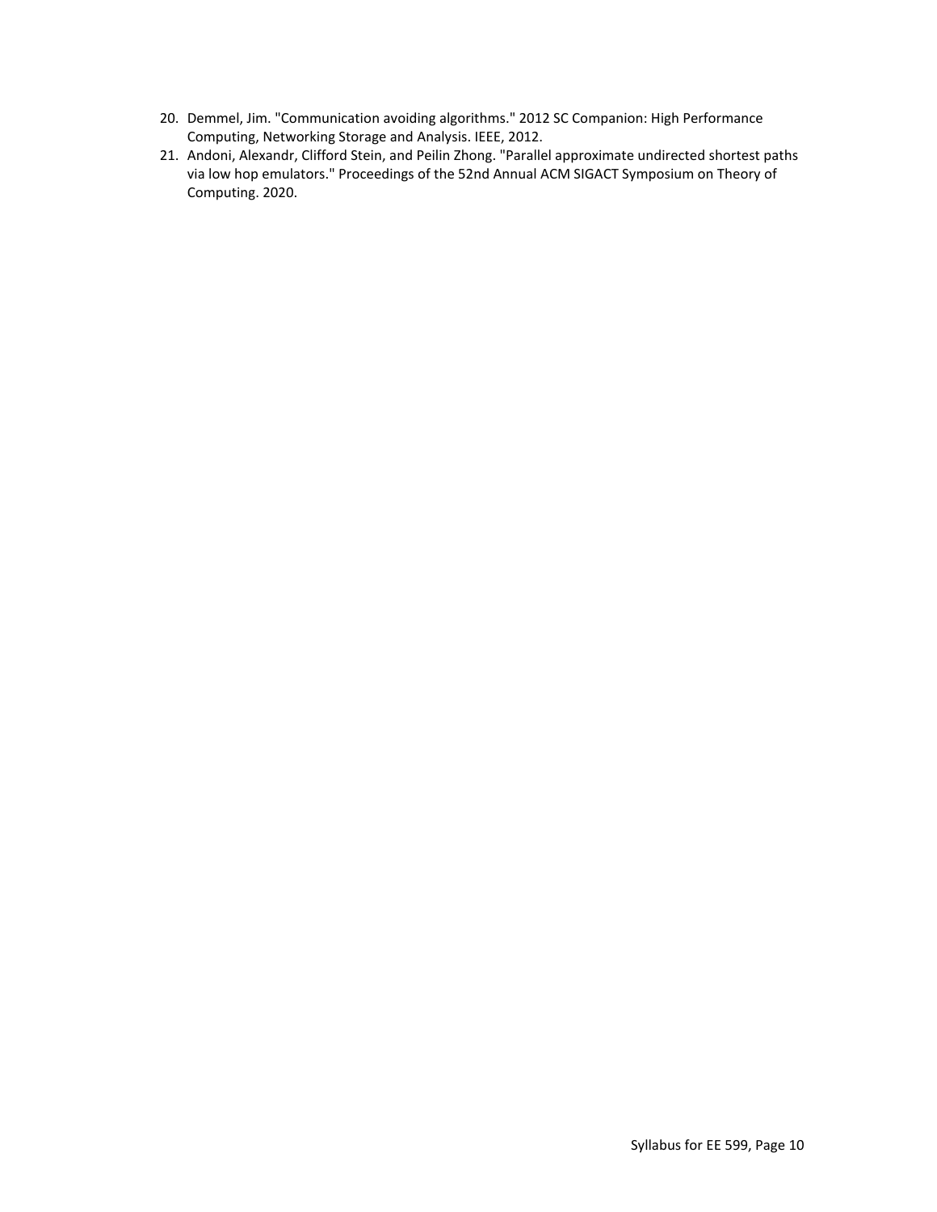20. Demmel, Jim. "Communication avoiding algorithms." 2012 SC Companion: High Performance Computing, Networking Storage and Analysis. IEEE, 2012.
21. Andoni, Alexandr, Clifford Stein, and Peilin Zhong. "Parallel approximate undirected shortest paths via low hop emulators." Proceedings of the 52nd Annual ACM SIGACT Symposium on Theory of Computing. 2020.